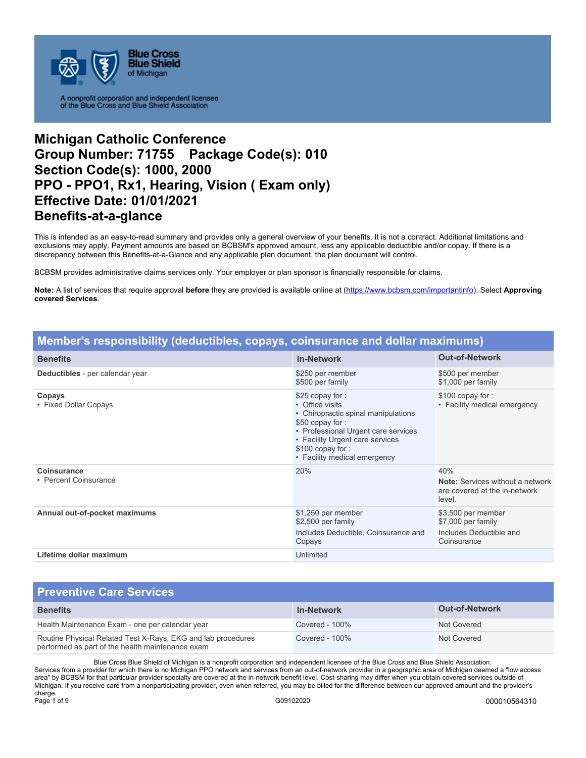Blue Cross Blue Shield of Michigan

A nonprofit corporation and independent licensee of the Blue Cross and Blue Shield Association

# Michigan Catholic Conference
# Group Number: 71755 Package Code(s): 010
# Section Code(s): 1000, 2000
# PPO - PPO1, Rx1, Hearing, Vision ( Exam only)
# Effective Date: 01/01/2021
# Benefits-at-a-glance

This is intended as an easy-to-read summary and provides only a general overview of your benefits. It is not a contract. Additional limitations and exclusions may apply. Payment amounts are based on BCBSM's approved amount, less any applicable deductible and/or copay. If there is a discrepancy between this Benefits-at-a-Glance and any applicable plan document, the plan document will control.

BCBSM provides administrative claims services only. Your employer or plan sponsor is financially responsible for claims.

**Note:** A list of services that require approval **before** they are provided is available online at (https://www.bcbsm.com/importantinfo). Select **Approving covered Services**.

## Member's responsibility (deductibles, copays, coinsurance and dollar maximums)

| Benefits | In-Network | Out-of-Network |
|---|---|---|
| **Deductibles** - per calendar year | $250 per member<br>$500 per family | $500 per member<br>$1,000 per family |
| **Copays**<br>• Fixed Dollar Copays | $25 copay for :<br>• Office visits<br>• Chiropractic spinal manipulations<br>$50 copay for :<br>• Professional Urgent care services<br>• Facility Urgent care services<br>$100 copay for :<br>• Facility medical emergency | $100 copay for :<br>• Facility medical emergency |
| **Coinsurance**<br>• Percent Coinsurance | 20% | 40%<br>**Note:** Services without a network are covered at the in-network level. |
| **Annual out-of-pocket maximums** | $1,250 per member<br>$2,500 per family<br>Includes Deductible, Coinsurance and Copays | $3,500 per member<br>$7,000 per family<br>Includes Deductible and Coinsurance |
| **Lifetime dollar maximum** | Unlimited | |

## Preventive Care Services

| Benefits | In-Network | Out-of-Network |
|---|---|---|
| Health Maintenance Exam - one per calendar year | Covered - 100% | Not Covered |
| Routine Physical Related Test X-Rays, EKG and lab procedures performed as part of the health maintenance exam | Covered - 100% | Not Covered |

Blue Cross Blue Shield of Michigan is a nonprofit corporation and independent licensee of the Blue Cross and Blue Shield Association.
Services from a provider for which there is no Michigan PPO network and services from an out-of-network provider in a geographic area of Michigan deemed a "low access area" by BCBSM for that particular provider specialty are covered at the in-network benefit level. Cost-sharing may differ when you obtain covered services outside of Michigan. If you receive care from a nonparticipating provider, even when referred, you may be billed for the difference between our approved amount and the provider's charge.

G09102020 000010564310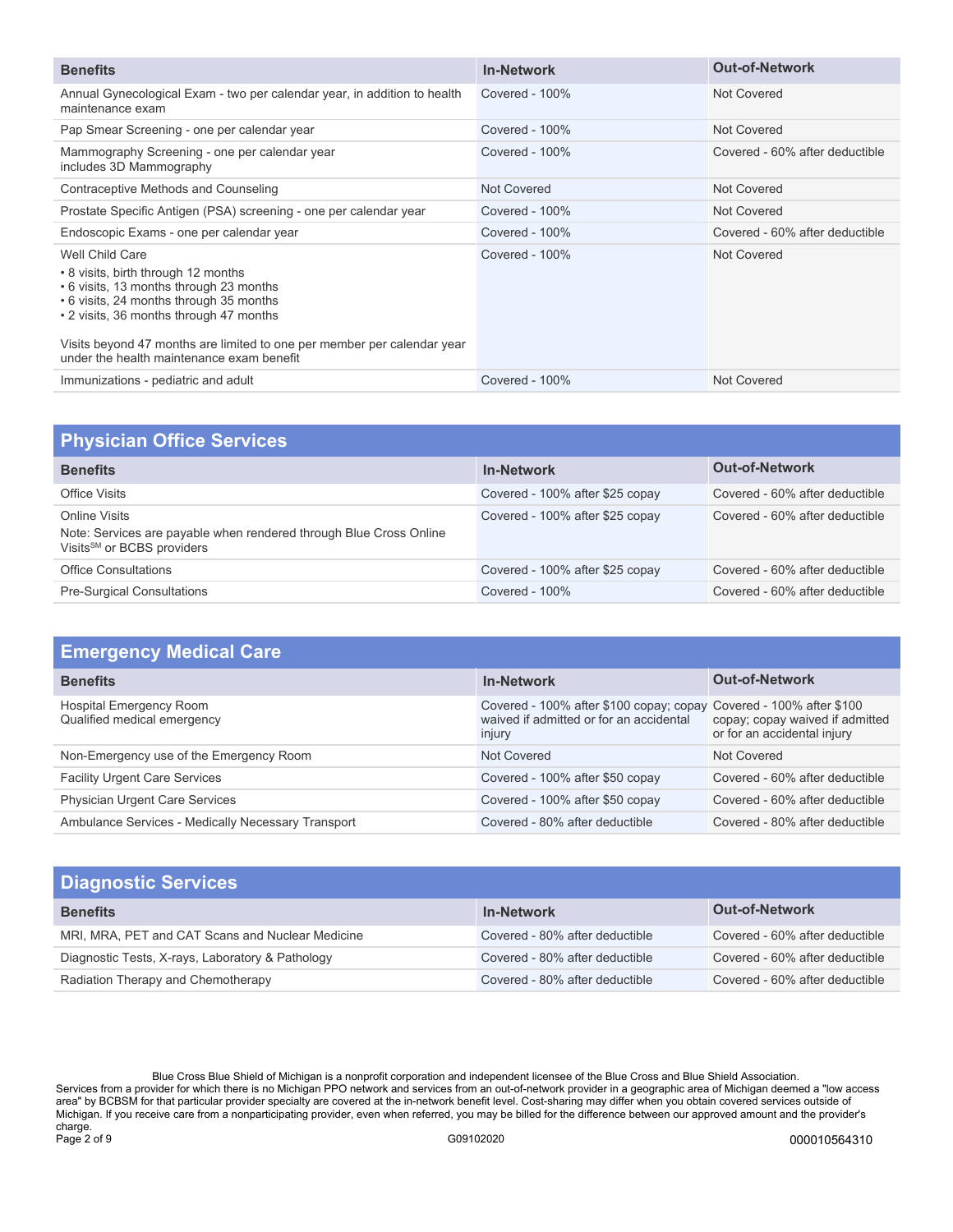| Benefits | In-Network | Out-of-Network |
| --- | --- | --- |
| Annual Gynecological Exam - two per calendar year, in addition to health maintenance exam | Covered - 100% | Not Covered |
| Pap Smear Screening - one per calendar year | Covered - 100% | Not Covered |
| Mammography Screening - one per calendar year includes 3D Mammography | Covered - 100% | Covered - 60% after deductible |
| Contraceptive Methods and Counseling | Not Covered | Not Covered |
| Prostate Specific Antigen (PSA) screening - one per calendar year | Covered - 100% | Not Covered |
| Endoscopic Exams - one per calendar year | Covered - 100% | Covered - 60% after deductible |
| Well Child Care<br>• 8 visits, birth through 12 months<br>• 6 visits, 13 months through 23 months<br>• 6 visits, 24 months through 35 months<br>• 2 visits, 36 months through 47 months<br><br>Visits beyond 47 months are limited to one per member per calendar year under the health maintenance exam benefit | Covered - 100% | Not Covered |
| Immunizations - pediatric and adult | Covered - 100% | Not Covered |

## Physician Office Services

| Benefits | In-Network | Out-of-Network |
| --- | --- | --- |
| Office Visits | Covered - 100% after $25 copay | Covered - 60% after deductible |
| Online Visits<br>Note: Services are payable when rendered through Blue Cross Online Visits[SM] or BCBS providers | Covered - 100% after $25 copay | Covered - 60% after deductible |
| Office Consultations | Covered - 100% after $25 copay | Covered - 60% after deductible |
| Pre-Surgical Consultations | Covered - 100% | Covered - 60% after deductible |

## Emergency Medical Care

| Benefits | In-Network | Out-of-Network |
| --- | --- | --- |
| Hospital Emergency Room<br>Qualified medical emergency | Covered - 100% after $100 copay; copay waived if admitted or for an accidental injury | Covered - 100% after $100 copay; copay waived if admitted or for an accidental injury |
| Non-Emergency use of the Emergency Room | Not Covered | Not Covered |
| Facility Urgent Care Services | Covered - 100% after $50 copay | Covered - 60% after deductible |
| Physician Urgent Care Services | Covered - 100% after $50 copay | Covered - 60% after deductible |
| Ambulance Services - Medically Necessary Transport | Covered - 80% after deductible | Covered - 80% after deductible |

## Diagnostic Services

| Benefits | In-Network | Out-of-Network |
| --- | --- | --- |
| MRI, MRA, PET and CAT Scans and Nuclear Medicine | Covered - 80% after deductible | Covered - 60% after deductible |
| Diagnostic Tests, X-rays, Laboratory & Pathology | Covered - 80% after deductible | Covered - 60% after deductible |
| Radiation Therapy and Chemotherapy | Covered - 80% after deductible | Covered - 60% after deductible |

Blue Cross Blue Shield of Michigan is a nonprofit corporation and independent licensee of the Blue Cross and Blue Shield Association.
Services from a provider for which there is no Michigan PPO network and services from an out-of-network provider in a geographic area of Michigan deemed a "low access area" by BCBSM for that particular provider specialty are covered at the in-network benefit level. Cost-sharing may differ when you obtain covered services outside of Michigan. If you receive care from a nonparticipating provider, even when referred, you may be billed for the difference between our approved amount and the provider's charge.

G09102020 000010564310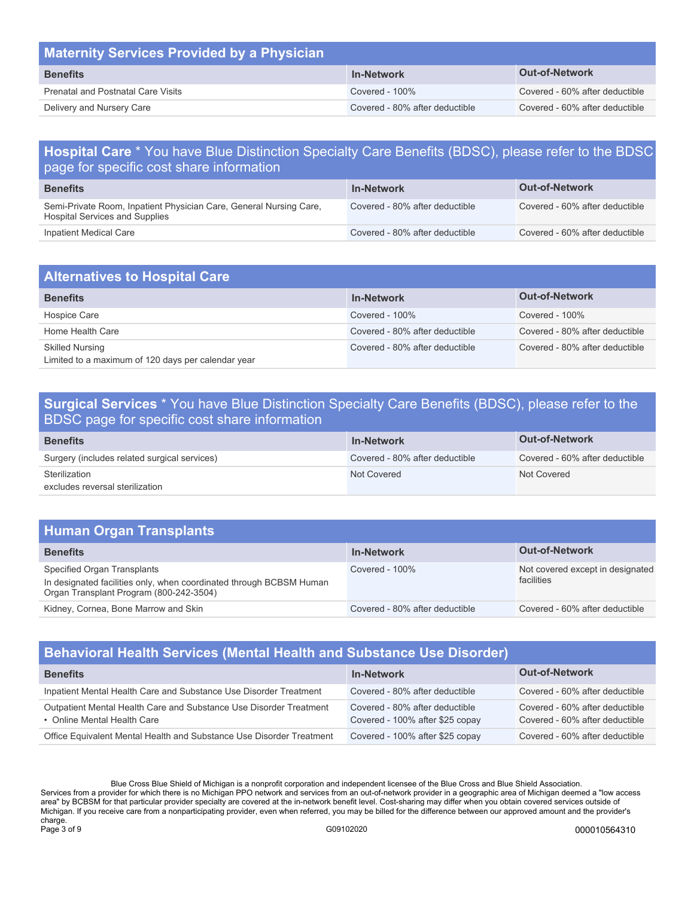## Maternity Services Provided by a Physician

| Benefits | In-Network | Out-of-Network |
|---|---|---|
| Prenatal and Postnatal Care Visits | Covered - 100% | Covered - 60% after deductible |
| Delivery and Nursery Care | Covered - 80% after deductible | Covered - 60% after deductible |

## Hospital Care * You have Blue Distinction Specialty Care Benefits (BDSC), please refer to the BDSC page for specific cost share information

| Benefits | In-Network | Out-of-Network |
|---|---|---|
| Semi-Private Room, Inpatient Physician Care, General Nursing Care, Hospital Services and Supplies | Covered - 80% after deductible | Covered - 60% after deductible |
| Inpatient Medical Care | Covered - 80% after deductible | Covered - 60% after deductible |

## Alternatives to Hospital Care

| Benefits | In-Network | Out-of-Network |
|---|---|---|
| Hospice Care | Covered - 100% | Covered - 100% |
| Home Health Care | Covered - 80% after deductible | Covered - 80% after deductible |
| Skilled Nursing<br>Limited to a maximum of 120 days per calendar year | Covered - 80% after deductible | Covered - 80% after deductible |

## Surgical Services * You have Blue Distinction Specialty Care Benefits (BDSC), please refer to the BDSC page for specific cost share information

| Benefits | In-Network | Out-of-Network |
|---|---|---|
| Surgery (includes related surgical services) | Covered - 80% after deductible | Covered - 60% after deductible |
| Sterilization<br>excludes reversal sterilization | Not Covered | Not Covered |

## Human Organ Transplants

| Benefits | In-Network | Out-of-Network |
|---|---|---|
| Specified Organ Transplants<br>In designated facilities only, when coordinated through BCBSM Human Organ Transplant Program (800-242-3504) | Covered - 100% | Not covered except in designated facilities |
| Kidney, Cornea, Bone Marrow and Skin | Covered - 80% after deductible | Covered - 60% after deductible |

## Behavioral Health Services (Mental Health and Substance Use Disorder)

| Benefits | In-Network | Out-of-Network |
|---|---|---|
| Inpatient Mental Health Care and Substance Use Disorder Treatment | Covered - 80% after deductible | Covered - 60% after deductible |
| Outpatient Mental Health Care and Substance Use Disorder Treatment<br>• Online Mental Health Care | Covered - 80% after deductible<br>Covered - 100% after $25 copay | Covered - 60% after deductible<br>Covered - 60% after deductible |
| Office Equivalent Mental Health and Substance Use Disorder Treatment | Covered - 100% after $25 copay | Covered - 60% after deductible |

Blue Cross Blue Shield of Michigan is a nonprofit corporation and independent licensee of the Blue Cross and Blue Shield Association.
Services from a provider for which there is no Michigan PPO network and services from an out-of-network provider in a geographic area of Michigan deemed a "low access area" by BCBSM for that particular provider specialty are covered at the in-network benefit level. Cost-sharing may differ when you obtain covered services outside of Michigan. If you receive care from a nonparticipating provider, even when referred, you may be billed for the difference between our approved amount and the provider's charge.

G09102020 000010564310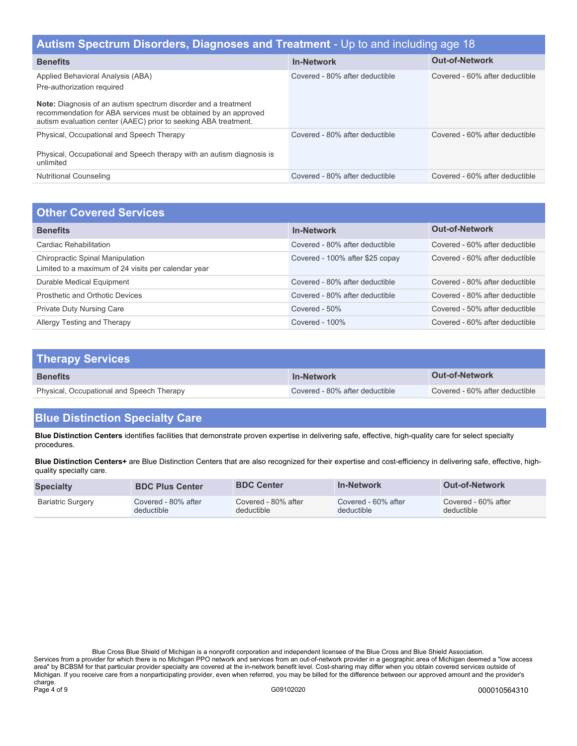## Autism Spectrum Disorders, Diagnoses and Treatment - Up to and including age 18

| Benefits | In-Network | Out-of-Network |
| --- | --- | --- |
| Applied Behavioral Analysis (ABA)<br>Pre-authorization required<br><br>**Note:** Diagnosis of an autism spectrum disorder and a treatment recommendation for ABA services must be obtained by an approved autism evaluation center (AAEC) prior to seeking ABA treatment. | Covered - 80% after deductible | Covered - 60% after deductible |
| Physical, Occupational and Speech Therapy<br><br>Physical, Occupational and Speech therapy with an autism diagnosis is unlimited | Covered - 80% after deductible | Covered - 60% after deductible |
| Nutritional Counseling | Covered - 80% after deductible | Covered - 60% after deductible |

## Other Covered Services

| Benefits | In-Network | Out-of-Network |
| --- | --- | --- |
| Cardiac Rehabilitation | Covered - 80% after deductible | Covered - 60% after deductible |
| Chiropractic Spinal Manipulation<br>Limited to a maximum of 24 visits per calendar year | Covered - 100% after $25 copay | Covered - 60% after deductible |
| Durable Medical Equipment | Covered - 80% after deductible | Covered - 80% after deductible |
| Prosthetic and Orthotic Devices | Covered - 80% after deductible | Covered - 80% after deductible |
| Private Duty Nursing Care | Covered - 50% | Covered - 50% after deductible |
| Allergy Testing and Therapy | Covered - 100% | Covered - 60% after deductible |

## Therapy Services

| Benefits | In-Network | Out-of-Network |
| --- | --- | --- |
| Physical, Occupational and Speech Therapy | Covered - 80% after deductible | Covered - 60% after deductible |

## Blue Distinction Specialty Care

**Blue Distinction Centers** identifies facilities that demonstrate proven expertise in delivering safe, effective, high-quality care for select specialty procedures.

**Blue Distinction Centers+** are Blue Distinction Centers that are also recognized for their expertise and cost-efficiency in delivering safe, effective, high-quality specialty care.

| Specialty | BDC Plus Center | BDC Center | In-Network | Out-of-Network |
| --- | --- | --- | --- | --- |
| Bariatric Surgery | Covered - 80% after deductible | Covered - 80% after deductible | Covered - 60% after deductible | Covered - 60% after deductible |

Blue Cross Blue Shield of Michigan is a nonprofit corporation and independent licensee of the Blue Cross and Blue Shield Association.
Services from a provider for which there is no Michigan PPO network and services from an out-of-network provider in a geographic area of Michigan deemed a "low access area" by BCBSM for that particular provider specialty are covered at the in-network benefit level. Cost-sharing may differ when you obtain covered services outside of Michigan. If you receive care from a nonparticipating provider, even when referred, you may be billed for the difference between our approved amount and the provider's charge.

G09102020 000010564310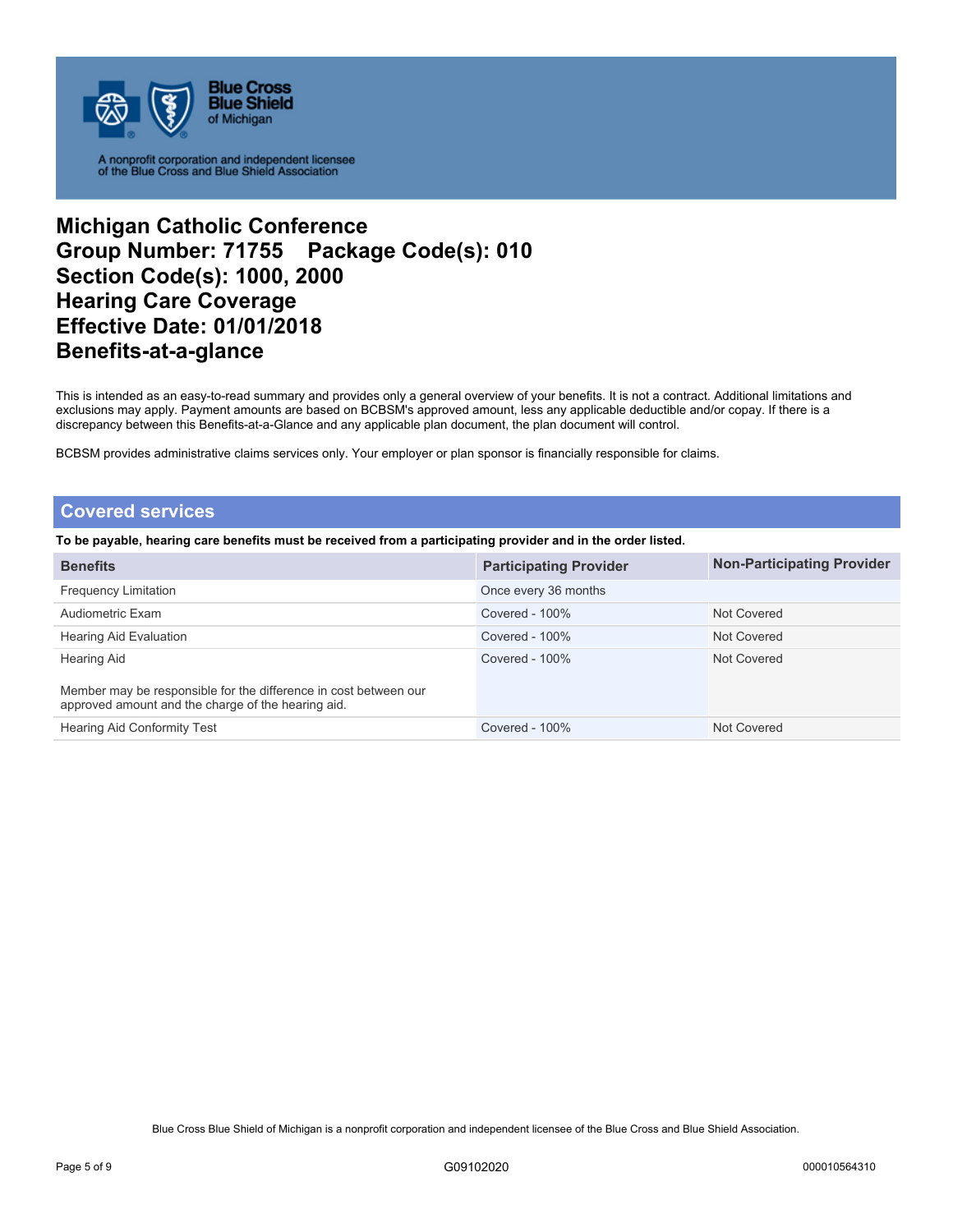# Michigan Catholic Conference
# Group Number: 71755 Package Code(s): 010
# Section Code(s): 1000, 2000
# Hearing Care Coverage
# Effective Date: 01/01/2018
# Benefits-at-a-glance

This is intended as an easy-to-read summary and provides only a general overview of your benefits. It is not a contract. Additional limitations and exclusions may apply. Payment amounts are based on BCBSM's approved amount, less any applicable deductible and/or copay. If there is a discrepancy between this Benefits-at-a-Glance and any applicable plan document, the plan document will control.

BCBSM provides administrative claims services only. Your employer or plan sponsor is financially responsible for claims.

## Covered services

**To be payable, hearing care benefits must be received from a participating provider and in the order listed.**

| Benefits | Participating Provider | Non-Participating Provider |
|---|---|---|
| Frequency Limitation | Once every 36 months | |
| Audiometric Exam | Covered - 100% | Not Covered |
| Hearing Aid Evaluation | Covered - 100% | Not Covered |
| Hearing Aid<br><br>Member may be responsible for the difference in cost between our approved amount and the charge of the hearing aid. | Covered - 100% | Not Covered |
| Hearing Aid Conformity Test | Covered - 100% | Not Covered |

Blue Cross Blue Shield of Michigan is a nonprofit corporation and independent licensee of the Blue Cross and Blue Shield Association.

G09102020 000010564310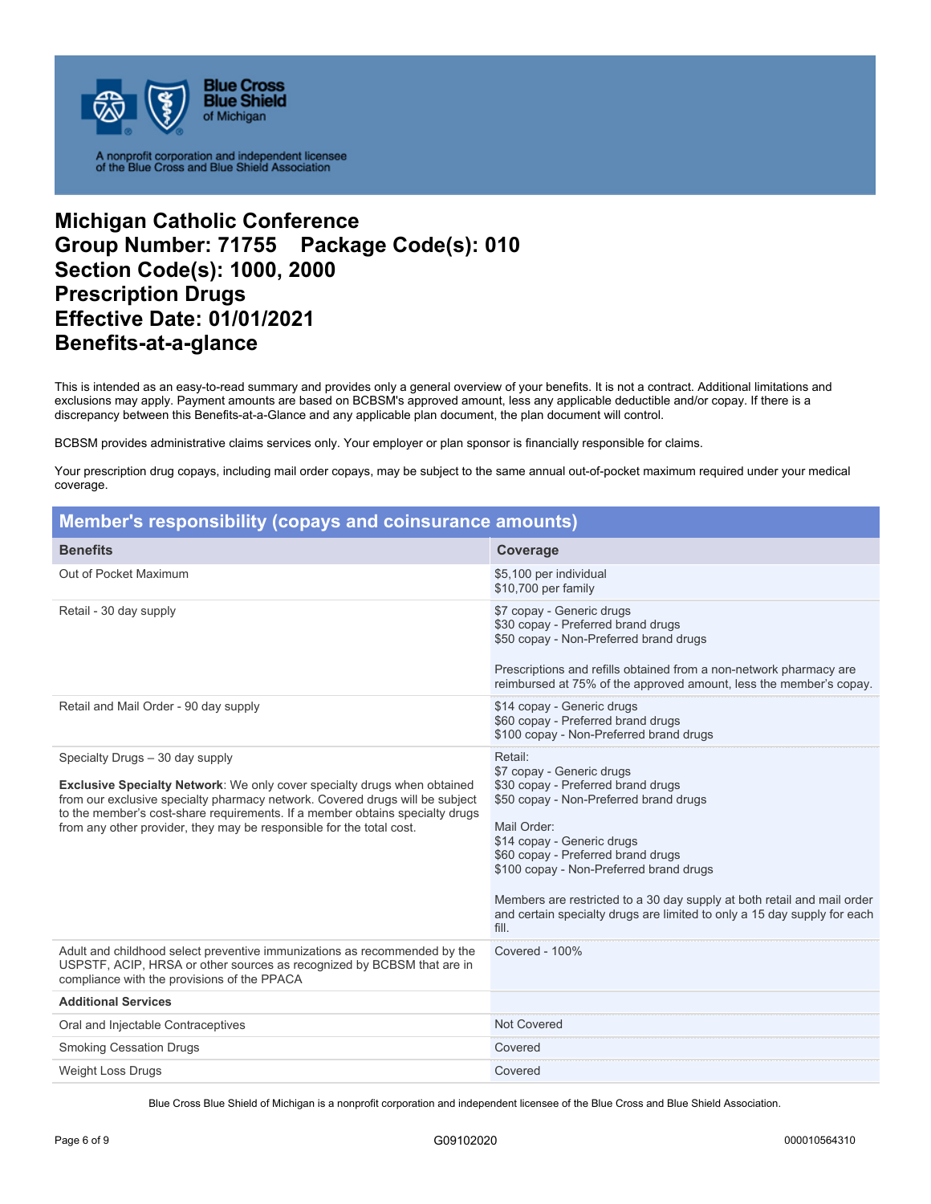Blue Cross Blue Shield of Michigan

A nonprofit corporation and independent licensee of the Blue Cross and Blue Shield Association

# Michigan Catholic Conference
# Group Number: 71755 Package Code(s): 010
# Section Code(s): 1000, 2000
# Prescription Drugs
# Effective Date: 01/01/2021
# Benefits-at-a-glance

This is intended as an easy-to-read summary and provides only a general overview of your benefits. It is not a contract. Additional limitations and exclusions may apply. Payment amounts are based on BCBSM's approved amount, less any applicable deductible and/or copay. If there is a discrepancy between this Benefits-at-a-Glance and any applicable plan document, the plan document will control.

BCBSM provides administrative claims services only. Your employer or plan sponsor is financially responsible for claims.

Your prescription drug copays, including mail order copays, may be subject to the same annual out-of-pocket maximum required under your medical coverage.

## Member's responsibility (copays and coinsurance amounts)

| Benefits | Coverage |
|---|---|
| Out of Pocket Maximum | $5,100 per individual<br>$10,700 per family |
| Retail - 30 day supply | $7 copay - Generic drugs<br>$30 copay - Preferred brand drugs<br>$50 copay - Non-Preferred brand drugs<br><br>Prescriptions and refills obtained from a non-network pharmacy are reimbursed at 75% of the approved amount, less the member's copay. |
| Retail and Mail Order - 90 day supply | $14 copay - Generic drugs<br>$60 copay - Preferred brand drugs<br>$100 copay - Non-Preferred brand drugs |
| Specialty Drugs – 30 day supply<br><br>**Exclusive Specialty Network**: We only cover specialty drugs when obtained from our exclusive specialty pharmacy network. Covered drugs will be subject to the member's cost-share requirements. If a member obtains specialty drugs from any other provider, they may be responsible for the total cost. | Retail:<br>$7 copay - Generic drugs<br>$30 copay - Preferred brand drugs<br>$50 copay - Non-Preferred brand drugs<br><br>Mail Order:<br>$14 copay - Generic drugs<br>$60 copay - Preferred brand drugs<br>$100 copay - Non-Preferred brand drugs<br><br>Members are restricted to a 30 day supply at both retail and mail order and certain specialty drugs are limited to only a 15 day supply for each fill. |
| Adult and childhood select preventive immunizations as recommended by the USPSTF, ACIP, HRSA or other sources as recognized by BCBSM that are in compliance with the provisions of the PPACA | Covered - 100% |
| **Additional Services** | |
| Oral and Injectable Contraceptives | Not Covered |
| Smoking Cessation Drugs | Covered |
| Weight Loss Drugs | Covered |

Blue Cross Blue Shield of Michigan is a nonprofit corporation and independent licensee of the Blue Cross and Blue Shield Association.

G09102020 000010564310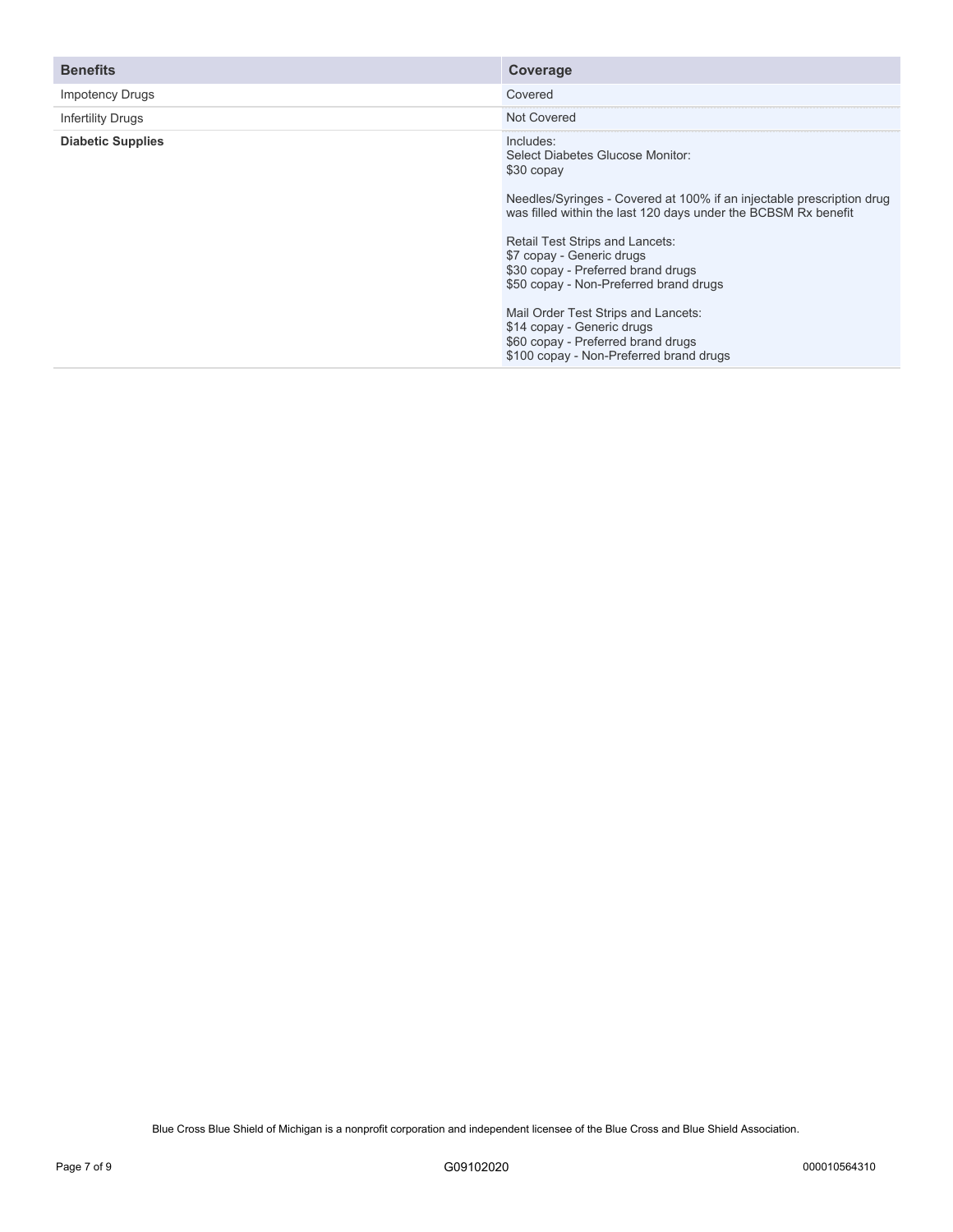| Benefits | Coverage |
| --- | --- |
| Impotency Drugs | Covered |
| Infertility Drugs | Not Covered |
| **Diabetic Supplies** | Includes:<br>Select Diabetes Glucose Monitor:<br>$30 copay<br><br>Needles/Syringes - Covered at 100% if an injectable prescription drug was filled within the last 120 days under the BCBSM Rx benefit<br><br>Retail Test Strips and Lancets:<br>$7 copay - Generic drugs<br>$30 copay - Preferred brand drugs<br>$50 copay - Non-Preferred brand drugs<br><br>Mail Order Test Strips and Lancets:<br>$14 copay - Generic drugs<br>$60 copay - Preferred brand drugs<br>$100 copay - Non-Preferred brand drugs |

Blue Cross Blue Shield of Michigan is a nonprofit corporation and independent licensee of the Blue Cross and Blue Shield Association.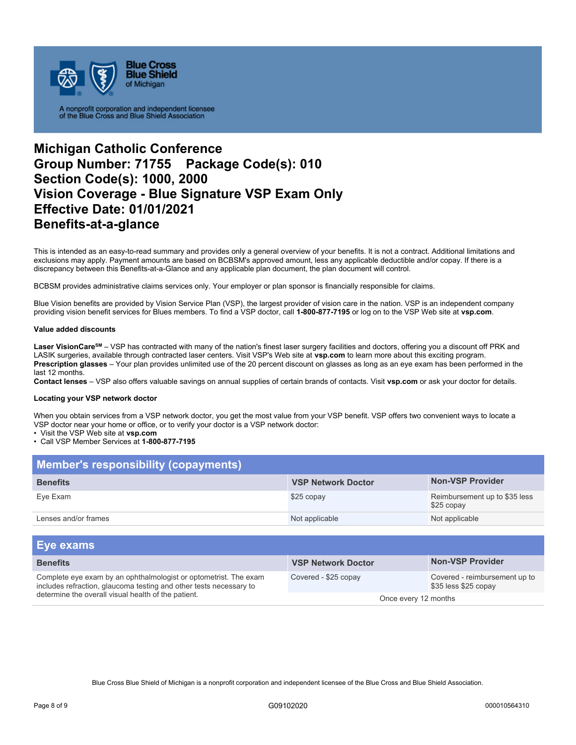Blue Cross Blue Shield of Michigan

A nonprofit corporation and independent licensee of the Blue Cross and Blue Shield Association

# Michigan Catholic Conference
# Group Number: 71755 Package Code(s): 010
# Section Code(s): 1000, 2000
# Vision Coverage - Blue Signature VSP Exam Only
# Effective Date: 01/01/2021
# Benefits-at-a-glance

This is intended as an easy-to-read summary and provides only a general overview of your benefits. It is not a contract. Additional limitations and exclusions may apply. Payment amounts are based on BCBSM's approved amount, less any applicable deductible and/or copay. If there is a discrepancy between this Benefits-at-a-Glance and any applicable plan document, the plan document will control.

BCBSM provides administrative claims services only. Your employer or plan sponsor is financially responsible for claims.

Blue Vision benefits are provided by Vision Service Plan (VSP), the largest provider of vision care in the nation. VSP is an independent company providing vision benefit services for Blues members. To find a VSP doctor, call **1-800-877-7195** or log on to the VSP Web site at **vsp.com**.

#### Value added discounts

**Laser VisionCare℠** – VSP has contracted with many of the nation's finest laser surgery facilities and doctors, offering you a discount off PRK and LASIK surgeries, available through contracted laser centers. Visit VSP's Web site at **vsp.com** to learn more about this exciting program.
**Prescription glasses** – Your plan provides unlimited use of the 20 percent discount on glasses as long as an eye exam has been performed in the last 12 months.
**Contact lenses** – VSP also offers valuable savings on annual supplies of certain brands of contacts. Visit **vsp.com** or ask your doctor for details.

#### Locating your VSP network doctor

When you obtain services from a VSP network doctor, you get the most value from your VSP benefit. VSP offers two convenient ways to locate a VSP doctor near your home or office, or to verify your doctor is a VSP network doctor:

- Visit the VSP Web site at **vsp.com**
- Call VSP Member Services at **1-800-877-7195**

## Member's responsibility (copayments)

| Benefits | VSP Network Doctor | Non-VSP Provider |
|---|---|---|
| Eye Exam | $25 copay | Reimbursement up to $35 less $25 copay |
| Lenses and/or frames | Not applicable | Not applicable |

## Eye exams

| Benefits | VSP Network Doctor | Non-VSP Provider |
|---|---|---|
| Complete eye exam by an ophthalmologist or optometrist. The exam includes refraction, glaucoma testing and other tests necessary to determine the overall visual health of the patient. | Covered - $25 copay | Covered - reimbursement up to $35 less $25 copay |
| | Once every 12 months | |

Blue Cross Blue Shield of Michigan is a nonprofit corporation and independent licensee of the Blue Cross and Blue Shield Association.

G09102020 000010564310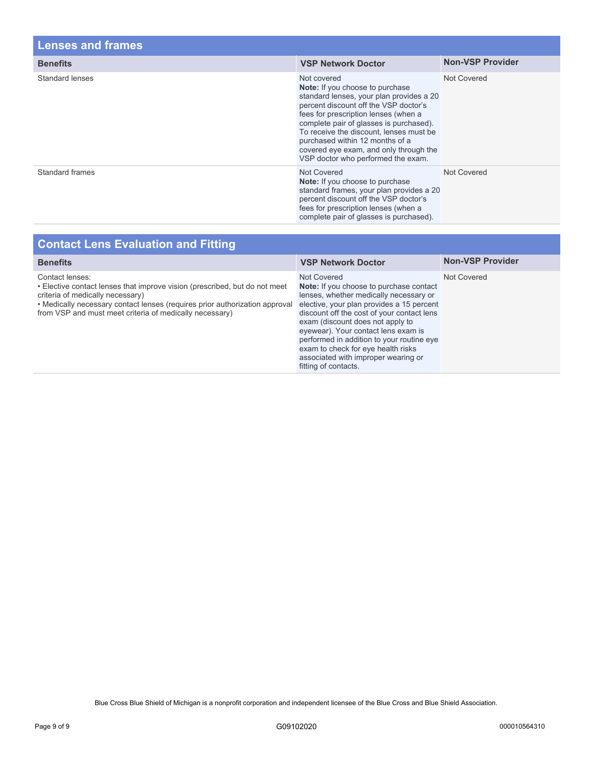## Lenses and frames

| Benefits | VSP Network Doctor | Non-VSP Provider |
|---|---|---|
| Standard lenses | Not covered **Note:** If you choose to purchase standard lenses, your plan provides a 20 percent discount off the VSP doctor's fees for prescription lenses (when a complete pair of glasses is purchased). To receive the discount, lenses must be purchased within 12 months of a covered eye exam, and only through the VSP doctor who performed the exam. | Not Covered |
| Standard frames | Not Covered **Note:** If you choose to purchase standard frames, your plan provides a 20 percent discount off the VSP doctor's fees for prescription lenses (when a complete pair of glasses is purchased). | Not Covered |

## Contact Lens Evaluation and Fitting

| Benefits | VSP Network Doctor | Non-VSP Provider |
|---|---|---|
| Contact lenses:<br>• Elective contact lenses that improve vision (prescribed, but do not meet criteria of medically necessary)<br>• Medically necessary contact lenses (requires prior authorization approval from VSP and must meet criteria of medically necessary) | Not Covered **Note:** If you choose to purchase contact lenses, whether medically necessary or elective, your plan provides a 15 percent discount off the cost of your contact lens exam (discount does not apply to eyewear). Your contact lens exam is performed in addition to your routine eye exam to check for eye health risks associated with improper wearing or fitting of contacts. | Not Covered |

Blue Cross Blue Shield of Michigan is a nonprofit corporation and independent licensee of the Blue Cross and Blue Shield Association.

G09102020

000010564310